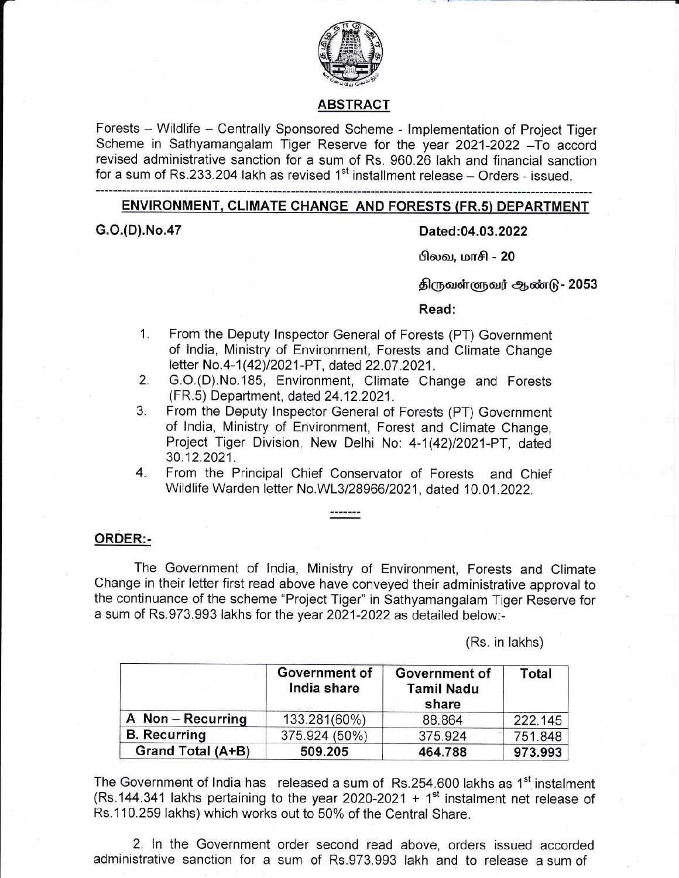## ABSTRACT

Forests – Wildlife – Centrally Sponsored Scheme - Implementation of Project Tiger Scheme in Sathyamangalam Tiger Reserve for the year 2021-2022 –To accord revised administrative sanction for a sum of Rs. 960.26 lakh and financial sanction for a sum of Rs.233.204 lakh as revised 1st installment release – Orders - issued.

---

## ENVIRONMENT, CLIMATE CHANGE AND FORESTS (FR.5) DEPARTMENT

**G.O.(D).No.47** **Dated:04.03.2022**

பிலவ, மாசி - 20

திருவள்ளுவர் ஆண்டு- 2053

**Read:**

1. From the Deputy Inspector General of Forests (PT) Government of India, Ministry of Environment, Forests and Climate Change letter No.4-1(42)/2021-PT, dated 22.07.2021.
2. G.O.(D).No.185, Environment, Climate Change and Forests (FR.5) Department, dated 24.12.2021.
3. From the Deputy Inspector General of Forests (PT) Government of India, Ministry of Environment, Forest and Climate Change, Project Tiger Division, New Delhi No: 4-1(42)/2021-PT, dated 30.12.2021.
4. From the Principal Chief Conservator of Forests and Chief Wildlife Warden letter No.WL3/28966/2021, dated 10.01.2022.

-------

### ORDER:-

The Government of India, Ministry of Environment, Forests and Climate Change in their letter first read above have conveyed their administrative approval to the continuance of the scheme "Project Tiger" in Sathyamangalam Tiger Reserve for a sum of Rs.973.993 lakhs for the year 2021-2022 as detailed below:-

(Rs. in lakhs)

| | Government of India share | Government of Tamil Nadu share | Total |
|---|---|---|---|
| A Non – Recurring | 133.281(60%) | 88.864 | 222.145 |
| B. Recurring | 375.924 (50%) | 375.924 | 751.848 |
| **Grand Total (A+B)** | **509.205** | **464.788** | **973.993** |

The Government of India has released a sum of Rs.254.600 lakhs as 1st instalment (Rs.144.341 lakhs pertaining to the year 2020-2021 + 1st instalment net release of Rs.110.259 lakhs) which works out to 50% of the Central Share.

2. In the Government order second read above, orders issued accorded administrative sanction for a sum of Rs.973.993 lakh and to release a sum of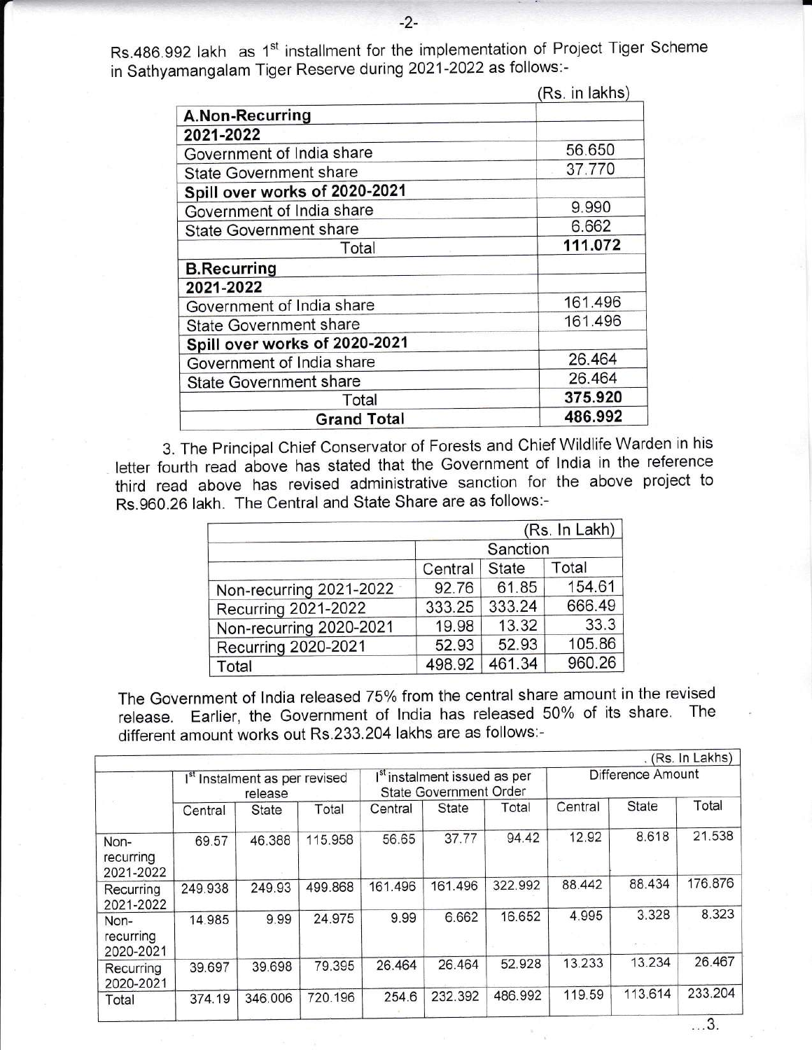Rs.486.992 lakh as 1st installment for the implementation of Project Tiger Scheme in Sathyamangalam Tiger Reserve during 2021-2022 as follows:-

(Rs. in lakhs)

| | |
|---|---|
| **A.Non-Recurring** | |
| **2021-2022** | |
| Government of India share | 56.650 |
| State Government share | 37.770 |
| **Spill over works of 2020-2021** | |
| Government of India share | 9.990 |
| State Government share | 6.662 |
| Total | **111.072** |
| **B.Recurring** | |
| **2021-2022** | |
| Government of India share | 161.496 |
| State Government share | 161.496 |
| **Spill over works of 2020-2021** | |
| Government of India share | 26.464 |
| State Government share | 26.464 |
| Total | **375.920** |
| **Grand Total** | **486.992** |

3. The Principal Chief Conservator of Forests and Chief Wildlife Warden in his letter fourth read above has stated that the Government of India in the reference third read above has revised administrative sanction for the above project to Rs.960.26 lakh. The Central and State Share are as follows:-

| | (Rs. In Lakh) | | |
|---|---|---|---|
| | Sanction | | |
| | Central | State | Total |
| Non-recurring 2021-2022 | 92.76 | 61.85 | 154.61 |
| Recurring 2021-2022 | 333.25 | 333.24 | 666.49 |
| Non-recurring 2020-2021 | 19.98 | 13.32 | 33.3 |
| Recurring 2020-2021 | 52.93 | 52.93 | 105.86 |
| Total | 498.92 | 461.34 | 960.26 |

The Government of India released 75% from the central share amount in the revised release. Earlier, the Government of India has released 50% of its share. The different amount works out Rs.233.204 lakhs are as follows:-

(Rs. In Lakhs)

| | 1st Instalment as per revised release | | | 1st instalment issued as per State Government Order | | | Difference Amount | | |
|---|---|---|---|---|---|---|---|---|---|
| | Central | State | Total | Central | State | Total | Central | State | Total |
| Non-recurring 2021-2022 | 69.57 | 46.388 | 115.958 | 56.65 | 37.77 | 94.42 | 12.92 | 8.618 | 21.538 |
| Recurring 2021-2022 | 249.938 | 249.93 | 499.868 | 161.496 | 161.496 | 322.992 | 88.442 | 88.434 | 176.876 |
| Non-recurring 2020-2021 | 14.985 | 9.99 | 24.975 | 9.99 | 6.662 | 16.652 | 4.995 | 3.328 | 8.323 |
| Recurring 2020-2021 | 39.697 | 39.698 | 79.395 | 26.464 | 26.464 | 52.928 | 13.233 | 13.234 | 26.467 |
| Total | 374.19 | 346.006 | 720.196 | 254.6 | 232.392 | 486.992 | 119.59 | 113.614 | 233.204 |

...3.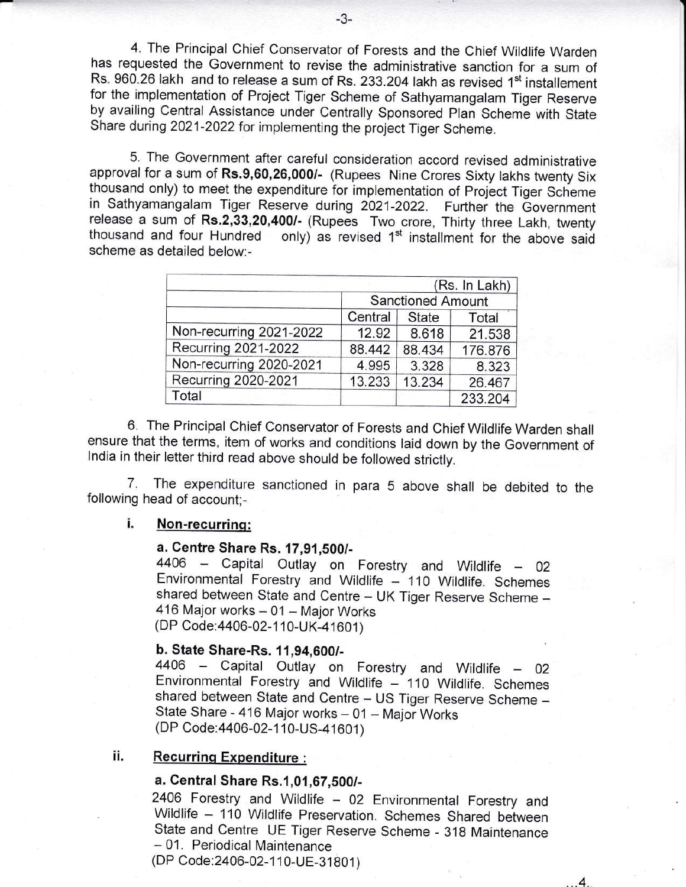4. The Principal Chief Conservator of Forests and the Chief Wildlife Warden has requested the Government to revise the administrative sanction for a sum of Rs. 960.26 lakh and to release a sum of Rs. 233.204 lakh as revised 1st installement for the implementation of Project Tiger Scheme of Sathyamangalam Tiger Reserve by availing Central Assistance under Centrally Sponsored Plan Scheme with State Share during 2021-2022 for implementing the project Tiger Scheme.

5. The Government after careful consideration accord revised administrative approval for a sum of **Rs.9,60,26,000/-** (Rupees Nine Crores Sixty lakhs twenty Six thousand only) to meet the expenditure for implementation of Project Tiger Scheme in Sathyamangalam Tiger Reserve during 2021-2022. Further the Government release a sum of **Rs.2,33,20,400/-** (Rupees Two crore, Thirty three Lakh, twenty thousand and four Hundred only) as revised 1st installment for the above said scheme as detailed below:-

| | (Rs. In Lakh) | | |
|---|---|---|---|
| | Sanctioned Amount | | |
| | Central | State | Total |
| Non-recurring 2021-2022 | 12.92 | 8.618 | 21.538 |
| Recurring 2021-2022 | 88.442 | 88.434 | 176.876 |
| Non-recurring 2020-2021 | 4.995 | 3.328 | 8.323 |
| Recurring 2020-2021 | 13.233 | 13.234 | 26.467 |
| Total | | | 233.204 |

6. The Principal Chief Conservator of Forests and Chief Wildlife Warden shall ensure that the terms, item of works and conditions laid down by the Government of India in their letter third read above should be followed strictly.

7. The expenditure sanctioned in para 5 above shall be debited to the following head of account;-

**i. Non-recurring:**

**a. Centre Share Rs. 17,91,500/-**

4406 – Capital Outlay on Forestry and Wildlife – 02 Environmental Forestry and Wildlife – 110 Wildlife. Schemes shared between State and Centre – UK Tiger Reserve Scheme – 416 Major works – 01 – Major Works
(DP Code:4406-02-110-UK-41601)

**b. State Share-Rs. 11,94,600/-**

4406 – Capital Outlay on Forestry and Wildlife – 02 Environmental Forestry and Wildlife – 110 Wildlife. Schemes shared between State and Centre – US Tiger Reserve Scheme – State Share - 416 Major works – 01 – Major Works
(DP Code:4406-02-110-US-41601)

**ii. Recurring Expenditure :**

**a. Central Share Rs.1,01,67,500/-**

2406 Forestry and Wildlife – 02 Environmental Forestry and Wildlife – 110 Wildlife Preservation. Schemes Shared between State and Centre UE Tiger Reserve Scheme - 318 Maintenance – 01. Periodical Maintenance
(DP Code:2406-02-110-UE-31801)

...4.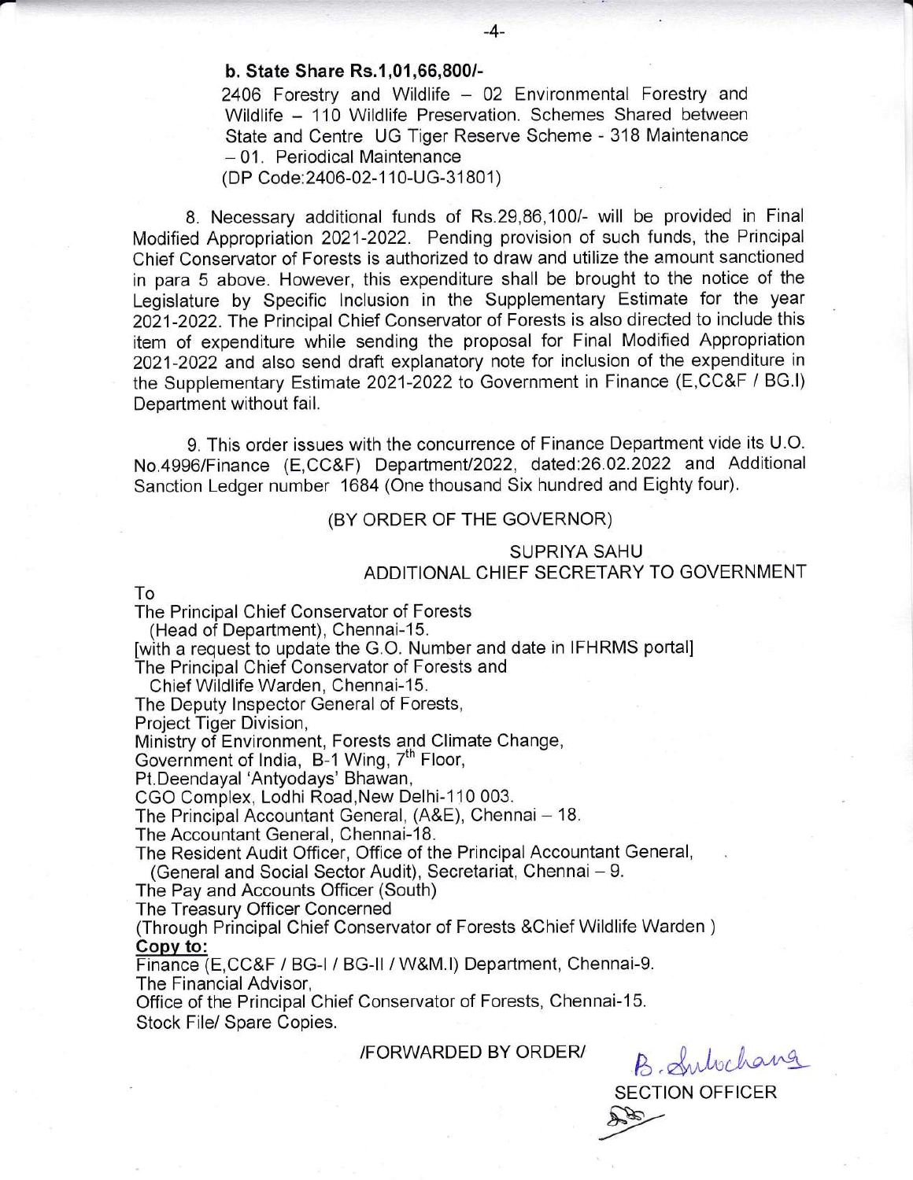**b. State Share Rs.1,01,66,800/-**

2406 Forestry and Wildlife – 02 Environmental Forestry and Wildlife – 110 Wildlife Preservation. Schemes Shared between State and Centre UG Tiger Reserve Scheme - 318 Maintenance – 01. Periodical Maintenance
(DP Code:2406-02-110-UG-31801)

8. Necessary additional funds of Rs.29,86,100/- will be provided in Final Modified Appropriation 2021-2022. Pending provision of such funds, the Principal Chief Conservator of Forests is authorized to draw and utilize the amount sanctioned in para 5 above. However, this expenditure shall be brought to the notice of the Legislature by Specific Inclusion in the Supplementary Estimate for the year 2021-2022. The Principal Chief Conservator of Forests is also directed to include this item of expenditure while sending the proposal for Final Modified Appropriation 2021-2022 and also send draft explanatory note for inclusion of the expenditure in the Supplementary Estimate 2021-2022 to Government in Finance (E,CC&F / BG.I) Department without fail.

9. This order issues with the concurrence of Finance Department vide its U.O. No.4996/Finance (E,CC&F) Department/2022, dated:26.02.2022 and Additional Sanction Ledger number 1684 (One thousand Six hundred and Eighty four).

(BY ORDER OF THE GOVERNOR)

SUPRIYA SAHU
ADDITIONAL CHIEF SECRETARY TO GOVERNMENT

To
The Principal Chief Conservator of Forests
(Head of Department), Chennai-15.
[with a request to update the G.O. Number and date in IFHRMS portal]
The Principal Chief Conservator of Forests and
Chief Wildlife Warden, Chennai-15.
The Deputy Inspector General of Forests,
Project Tiger Division,
Ministry of Environment, Forests and Climate Change,
Government of India, B-1 Wing, 7th Floor,
Pt.Deendayal 'Antyodays' Bhawan,
CGO Complex, Lodhi Road,New Delhi-110 003.
The Principal Accountant General, (A&E), Chennai – 18.
The Accountant General, Chennai-18.
The Resident Audit Officer, Office of the Principal Accountant General,
(General and Social Sector Audit), Secretariat, Chennai – 9.
The Pay and Accounts Officer (South)
The Treasury Officer Concerned
(Through Principal Chief Conservator of Forests &Chief Wildlife Warden )

**Copy to:**
Finance (E,CC&F / BG-I / BG-II / W&M.I) Department, Chennai-9.
The Financial Advisor,
Office of the Principal Chief Conservator of Forests, Chennai-15.
Stock File/ Spare Copies.

/FORWARDED BY ORDER/

B. Sulochana
SECTION OFFICER